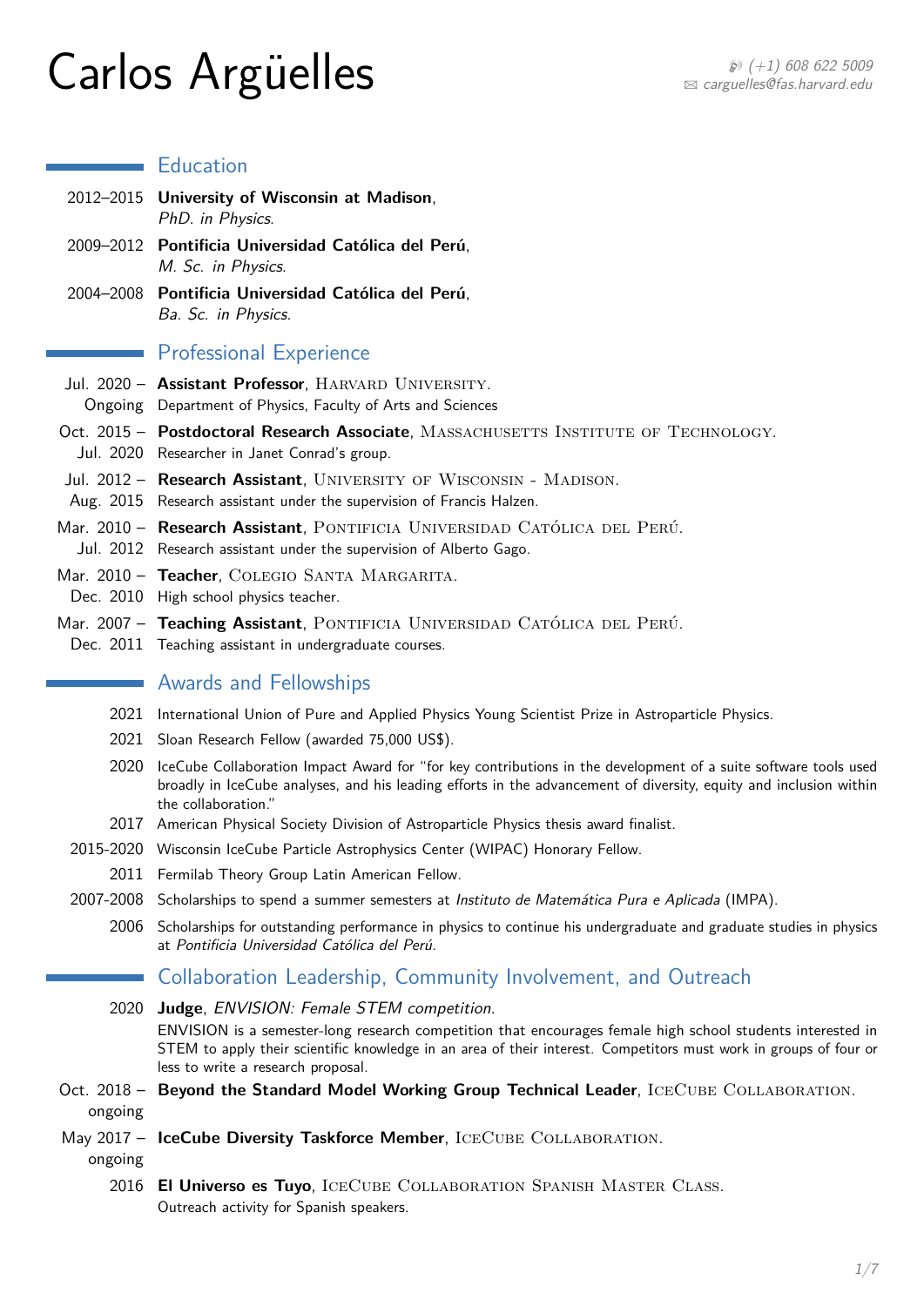# Carlos Argüelles

(+1) 608 622 5009
carguelles@fas.harvard.edu

## Education

2012–2015 **University of Wisconsin at Madison**,
*PhD. in Physics.*

2009–2012 **Pontificia Universidad Católica del Perú**,
*M. Sc. in Physics.*

2004–2008 **Pontificia Universidad Católica del Perú**,
*Ba. Sc. in Physics.*

## Professional Experience

Jul. 2020 – Ongoing **Assistant Professor**, Harvard University.
Department of Physics, Faculty of Arts and Sciences

Oct. 2015 – Jul. 2020 **Postdoctoral Research Associate**, Massachusetts Institute of Technology.
Researcher in Janet Conrad's group.

Jul. 2012 – Aug. 2015 **Research Assistant**, University of Wisconsin - Madison.
Research assistant under the supervision of Francis Halzen.

Mar. 2010 – Jul. 2012 **Research Assistant**, Pontificia Universidad Católica del Perú.
Research assistant under the supervision of Alberto Gago.

Mar. 2010 – Dec. 2010 **Teacher**, Colegio Santa Margarita.
High school physics teacher.

Mar. 2007 – Dec. 2011 **Teaching Assistant**, Pontificia Universidad Católica del Perú.
Teaching assistant in undergraduate courses.

## Awards and Fellowships

2021 International Union of Pure and Applied Physics Young Scientist Prize in Astroparticle Physics.

2021 Sloan Research Fellow (awarded 75,000 US$).

2020 IceCube Collaboration Impact Award for "for key contributions in the development of a suite software tools used broadly in IceCube analyses, and his leading efforts in the advancement of diversity, equity and inclusion within the collaboration."

2017 American Physical Society Division of Astroparticle Physics thesis award finalist.

2015-2020 Wisconsin IceCube Particle Astrophysics Center (WIPAC) Honorary Fellow.

2011 Fermilab Theory Group Latin American Fellow.

2007-2008 Scholarships to spend a summer semesters at *Instituto de Matemática Pura e Aplicada* (IMPA).

2006 Scholarships for outstanding performance in physics to continue his undergraduate and graduate studies in physics at *Pontificia Universidad Católica del Perú*.

## Collaboration Leadership, Community Involvement, and Outreach

2020 **Judge**, *ENVISION: Female STEM competition*.
ENVISION is a semester-long research competition that encourages female high school students interested in STEM to apply their scientific knowledge in an area of their interest. Competitors must work in groups of four or less to write a research proposal.

Oct. 2018 – ongoing **Beyond the Standard Model Working Group Technical Leader**, IceCube Collaboration.

May 2017 – ongoing **IceCube Diversity Taskforce Member**, IceCube Collaboration.

2016 **El Universo es Tuyo**, IceCube Collaboration Spanish Master Class.
Outreach activity for Spanish speakers.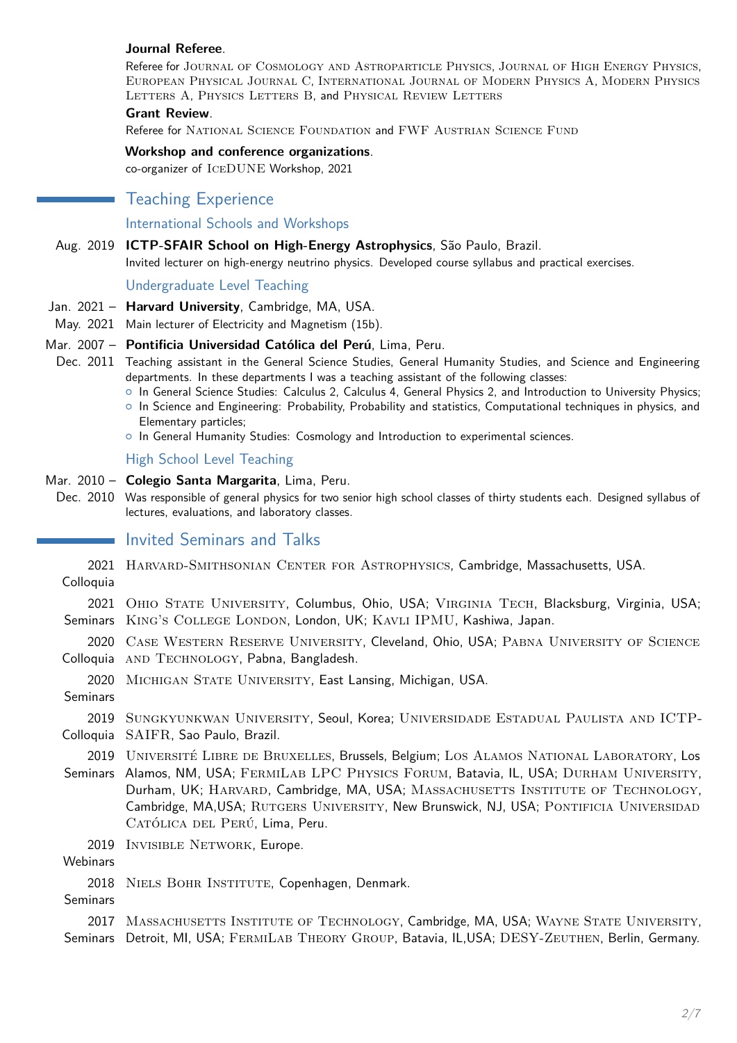**Journal Referee**.
Referee for Journal of Cosmology and Astroparticle Physics, Journal of High Energy Physics, European Physical Journal C, International Journal of Modern Physics A, Modern Physics Letters A, Physics Letters B, and Physical Review Letters

**Grant Review**.
Referee for National Science Foundation and FWF Austrian Science Fund

**Workshop and conference organizations**.
co-organizer of IceDUNE Workshop, 2021

## Teaching Experience

### International Schools and Workshops

Aug. 2019 **ICTP-SFAIR School on High-Energy Astrophysics**, São Paulo, Brazil.
Invited lecturer on high-energy neutrino physics. Developed course syllabus and practical exercises.

### Undergraduate Level Teaching

Jan. 2021 – May. 2021 **Harvard University**, Cambridge, MA, USA.
Main lecturer of Electricity and Magnetism (15b).

Mar. 2007 – Dec. 2011 **Pontificia Universidad Católica del Perú**, Lima, Peru.
Teaching assistant in the General Science Studies, General Humanity Studies, and Science and Engineering departments. In these departments I was a teaching assistant of the following classes:
- In General Science Studies: Calculus 2, Calculus 4, General Physics 2, and Introduction to University Physics;
- In Science and Engineering: Probability, Probability and statistics, Computational techniques in physics, and Elementary particles;
- In General Humanity Studies: Cosmology and Introduction to experimental sciences.

### High School Level Teaching

Mar. 2010 – Dec. 2010 **Colegio Santa Margarita**, Lima, Peru.
Was responsible of general physics for two senior high school classes of thirty students each. Designed syllabus of lectures, evaluations, and laboratory classes.

## Invited Seminars and Talks

2021 Colloquia — Harvard-Smithsonian Center for Astrophysics, Cambridge, Massachusetts, USA.

2021 Seminars — Ohio State University, Columbus, Ohio, USA; Virginia Tech, Blacksburg, Virginia, USA; King's College London, London, UK; Kavli IPMU, Kashiwa, Japan.

2020 Colloquia — Case Western Reserve University, Cleveland, Ohio, USA; Pabna University of Science and Technology, Pabna, Bangladesh.

2020 Seminars — Michigan State University, East Lansing, Michigan, USA.

2019 Colloquia — Sungkyunkwan University, Seoul, Korea; Universidade Estadual Paulista and ICTP-SAIFR, Sao Paulo, Brazil.

2019 Seminars — Université Libre de Bruxelles, Brussels, Belgium; Los Alamos National Laboratory, Los Alamos, NM, USA; FermiLab LPC Physics Forum, Batavia, IL, USA; Durham University, Durham, UK; Harvard, Cambridge, MA, USA; Massachusetts Institute of Technology, Cambridge, MA,USA; Rutgers University, New Brunswick, NJ, USA; Pontificia Universidad Católica del Perú, Lima, Peru.

2019 Webinars — Invisible Network, Europe.

2018 Seminars — Niels Bohr Institute, Copenhagen, Denmark.

2017 Seminars — Massachusetts Institute of Technology, Cambridge, MA, USA; Wayne State University, Detroit, MI, USA; FermiLab Theory Group, Batavia, IL,USA; DESY-Zeuthen, Berlin, Germany.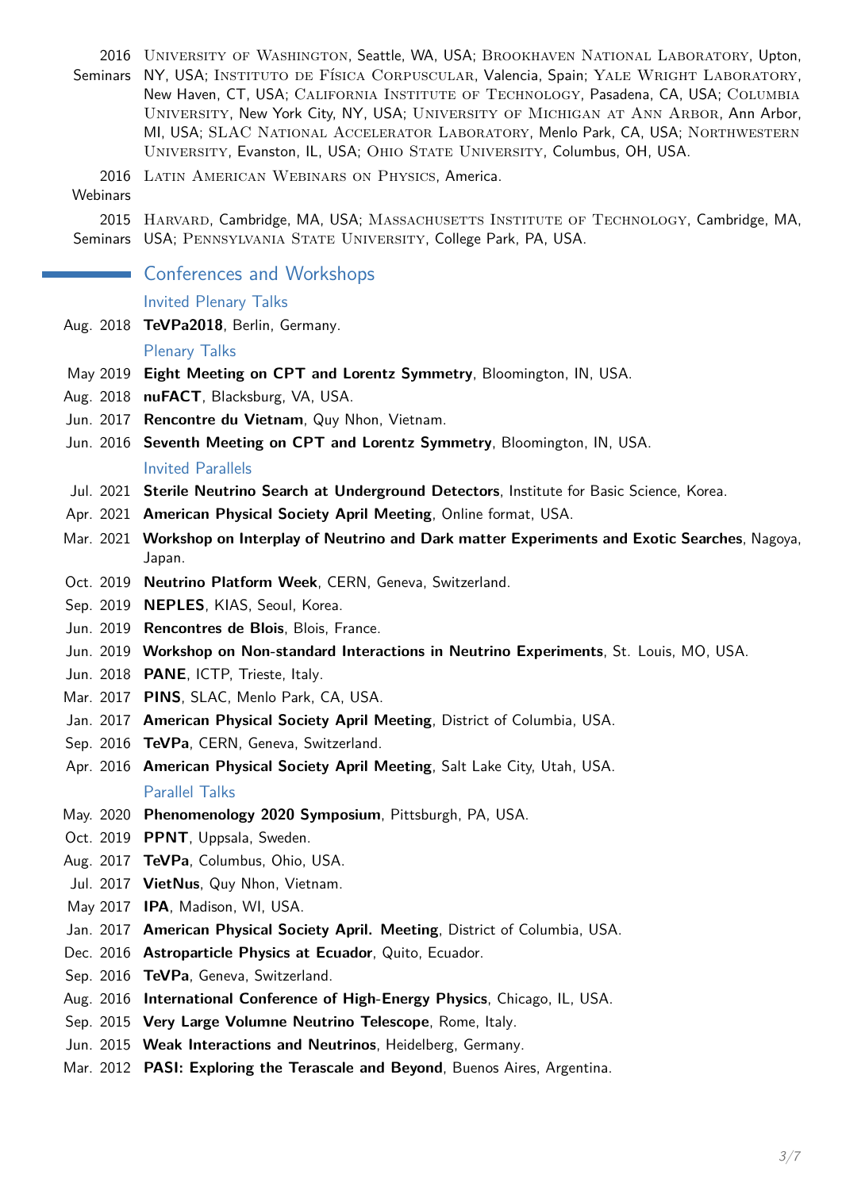2016 Seminars — University of Washington, Seattle, WA, USA; Brookhaven National Laboratory, Upton, NY, USA; Instituto de Física Corpuscular, Valencia, Spain; Yale Wright Laboratory, New Haven, CT, USA; California Institute of Technology, Pasadena, CA, USA; Columbia University, New York City, NY, USA; University of Michigan at Ann Arbor, Ann Arbor, MI, USA; SLAC National Accelerator Laboratory, Menlo Park, CA, USA; Northwestern University, Evanston, IL, USA; Ohio State University, Columbus, OH, USA.

2016 Webinars — Latin American Webinars on Physics, America.

2015 Seminars — Harvard, Cambridge, MA, USA; Massachusetts Institute of Technology, Cambridge, MA, USA; Pennsylvania State University, College Park, PA, USA.

## Conferences and Workshops

### Invited Plenary Talks

- Aug. 2018 **TeVPa2018**, Berlin, Germany.

### Plenary Talks

- May 2019 **Eight Meeting on CPT and Lorentz Symmetry**, Bloomington, IN, USA.
- Aug. 2018 **nuFACT**, Blacksburg, VA, USA.
- Jun. 2017 **Rencontre du Vietnam**, Quy Nhon, Vietnam.
- Jun. 2016 **Seventh Meeting on CPT and Lorentz Symmetry**, Bloomington, IN, USA.

### Invited Parallels

- Jul. 2021 **Sterile Neutrino Search at Underground Detectors**, Institute for Basic Science, Korea.
- Apr. 2021 **American Physical Society April Meeting**, Online format, USA.
- Mar. 2021 **Workshop on Interplay of Neutrino and Dark matter Experiments and Exotic Searches**, Nagoya, Japan.
- Oct. 2019 **Neutrino Platform Week**, CERN, Geneva, Switzerland.
- Sep. 2019 **NEPLES**, KIAS, Seoul, Korea.
- Jun. 2019 **Rencontres de Blois**, Blois, France.
- Jun. 2019 **Workshop on Non-standard Interactions in Neutrino Experiments**, St. Louis, MO, USA.
- Jun. 2018 **PANE**, ICTP, Trieste, Italy.
- Mar. 2017 **PINS**, SLAC, Menlo Park, CA, USA.
- Jan. 2017 **American Physical Society April Meeting**, District of Columbia, USA.
- Sep. 2016 **TeVPa**, CERN, Geneva, Switzerland.
- Apr. 2016 **American Physical Society April Meeting**, Salt Lake City, Utah, USA.

### Parallel Talks

- May. 2020 **Phenomenology 2020 Symposium**, Pittsburgh, PA, USA.
- Oct. 2019 **PPNT**, Uppsala, Sweden.
- Aug. 2017 **TeVPa**, Columbus, Ohio, USA.
- Jul. 2017 **VietNus**, Quy Nhon, Vietnam.
- May 2017 **IPA**, Madison, WI, USA.
- Jan. 2017 **American Physical Society April. Meeting**, District of Columbia, USA.
- Dec. 2016 **Astroparticle Physics at Ecuador**, Quito, Ecuador.
- Sep. 2016 **TeVPa**, Geneva, Switzerland.
- Aug. 2016 **International Conference of High-Energy Physics**, Chicago, IL, USA.
- Sep. 2015 **Very Large Volumne Neutrino Telescope**, Rome, Italy.
- Jun. 2015 **Weak Interactions and Neutrinos**, Heidelberg, Germany.
- Mar. 2012 **PASI: Exploring the Terascale and Beyond**, Buenos Aires, Argentina.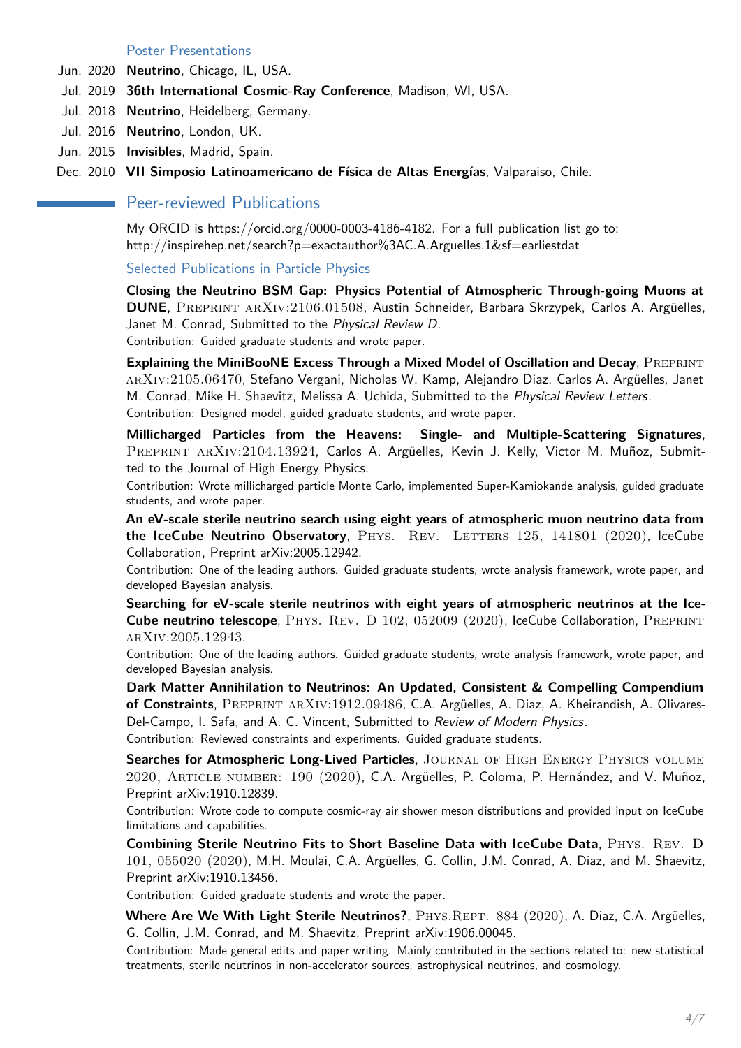### Poster Presentations

- Jun. 2020 **Neutrino**, Chicago, IL, USA.
- Jul. 2019 **36th International Cosmic-Ray Conference**, Madison, WI, USA.
- Jul. 2018 **Neutrino**, Heidelberg, Germany.
- Jul. 2016 **Neutrino**, London, UK.
- Jun. 2015 **Invisibles**, Madrid, Spain.
- Dec. 2010 **VII Simposio Latinoamericano de Física de Altas Energías**, Valparaiso, Chile.

## Peer-reviewed Publications

My ORCID is https://orcid.org/0000-0003-4186-4182. For a full publication list go to: http://inspirehep.net/search?p=exactauthor%3AC.A.Arguelles.1&sf=earliestdat

### Selected Publications in Particle Physics

**Closing the Neutrino BSM Gap: Physics Potential of Atmospheric Through-going Muons at DUNE**, Preprint arXiv:2106.01508, Austin Schneider, Barbara Skrzypek, Carlos A. Argüelles, Janet M. Conrad, Submitted to the *Physical Review D*.
Contribution: Guided graduate students and wrote paper.

**Explaining the MiniBooNE Excess Through a Mixed Model of Oscillation and Decay**, Preprint arXiv:2105.06470, Stefano Vergani, Nicholas W. Kamp, Alejandro Diaz, Carlos A. Argüelles, Janet M. Conrad, Mike H. Shaevitz, Melissa A. Uchida, Submitted to the *Physical Review Letters*.
Contribution: Designed model, guided graduate students, and wrote paper.

**Millicharged Particles from the Heavens: Single- and Multiple-Scattering Signatures**, Preprint arXiv:2104.13924, Carlos A. Argüelles, Kevin J. Kelly, Victor M. Muñoz, Submitted to the Journal of High Energy Physics.
Contribution: Wrote millicharged particle Monte Carlo, implemented Super-Kamiokande analysis, guided graduate students, and wrote paper.

**An eV-scale sterile neutrino search using eight years of atmospheric muon neutrino data from the IceCube Neutrino Observatory**, Phys. Rev. Letters 125, 141801 (2020), IceCube Collaboration, Preprint arXiv:2005.12942.
Contribution: One of the leading authors. Guided graduate students, wrote analysis framework, wrote paper, and developed Bayesian analysis.

**Searching for eV-scale sterile neutrinos with eight years of atmospheric neutrinos at the IceCube neutrino telescope**, Phys. Rev. D 102, 052009 (2020), IceCube Collaboration, Preprint arXiv:2005.12943.
Contribution: One of the leading authors. Guided graduate students, wrote analysis framework, wrote paper, and developed Bayesian analysis.

**Dark Matter Annihilation to Neutrinos: An Updated, Consistent & Compelling Compendium of Constraints**, Preprint arXiv:1912.09486, C.A. Argüelles, A. Diaz, A. Kheirandish, A. Olivares-Del-Campo, I. Safa, and A. C. Vincent, Submitted to *Review of Modern Physics*.
Contribution: Reviewed constraints and experiments. Guided graduate students.

**Searches for Atmospheric Long-Lived Particles**, Journal of High Energy Physics volume 2020, Article number: 190 (2020), C.A. Argüelles, P. Coloma, P. Hernández, and V. Muñoz, Preprint arXiv:1910.12839.
Contribution: Wrote code to compute cosmic-ray air shower meson distributions and provided input on IceCube limitations and capabilities.

**Combining Sterile Neutrino Fits to Short Baseline Data with IceCube Data**, Phys. Rev. D 101, 055020 (2020), M.H. Moulai, C.A. Argüelles, G. Collin, J.M. Conrad, A. Diaz, and M. Shaevitz, Preprint arXiv:1910.13456.
Contribution: Guided graduate students and wrote the paper.

**Where Are We With Light Sterile Neutrinos?**, Phys.Rept. 884 (2020), A. Diaz, C.A. Argüelles, G. Collin, J.M. Conrad, and M. Shaevitz, Preprint arXiv:1906.00045.
Contribution: Made general edits and paper writing. Mainly contributed in the sections related to: new statistical treatments, sterile neutrinos in non-accelerator sources, astrophysical neutrinos, and cosmology.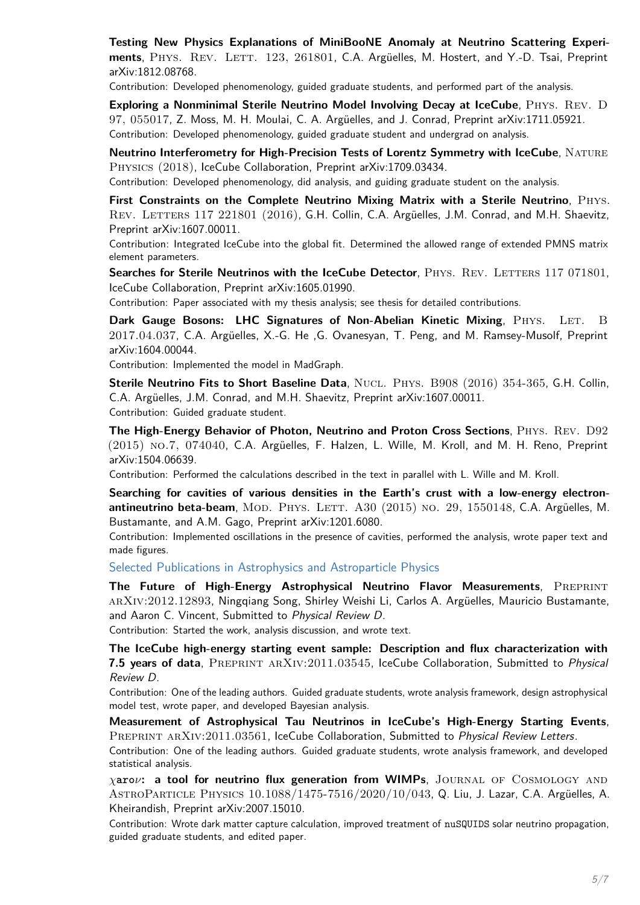**Testing New Physics Explanations of MiniBooNE Anomaly at Neutrino Scattering Experiments**, Phys. Rev. Lett. 123, 261801, C.A. Argüelles, M. Hostert, and Y.-D. Tsai, Preprint arXiv:1812.08768.

Contribution: Developed phenomenology, guided graduate students, and performed part of the analysis.

**Exploring a Nonminimal Sterile Neutrino Model Involving Decay at IceCube**, Phys. Rev. D 97, 055017, Z. Moss, M. H. Moulai, C. A. Argüelles, and J. Conrad, Preprint arXiv:1711.05921.

Contribution: Developed phenomenology, guided graduate student and undergrad on analysis.

**Neutrino Interferometry for High-Precision Tests of Lorentz Symmetry with IceCube**, Nature Physics (2018), IceCube Collaboration, Preprint arXiv:1709.03434.

Contribution: Developed phenomenology, did analysis, and guiding graduate student on the analysis.

**First Constraints on the Complete Neutrino Mixing Matrix with a Sterile Neutrino**, Phys. Rev. Letters 117 221801 (2016), G.H. Collin, C.A. Argüelles, J.M. Conrad, and M.H. Shaevitz, Preprint arXiv:1607.00011.

Contribution: Integrated IceCube into the global fit. Determined the allowed range of extended PMNS matrix element parameters.

**Searches for Sterile Neutrinos with the IceCube Detector**, Phys. Rev. Letters 117 071801, IceCube Collaboration, Preprint arXiv:1605.01990.

Contribution: Paper associated with my thesis analysis; see thesis for detailed contributions.

**Dark Gauge Bosons: LHC Signatures of Non-Abelian Kinetic Mixing**, Phys. Let. B 2017.04.037, C.A. Argüelles, X.-G. He ,G. Ovanesyan, T. Peng, and M. Ramsey-Musolf, Preprint arXiv:1604.00044.

Contribution: Implemented the model in MadGraph.

**Sterile Neutrino Fits to Short Baseline Data**, Nucl. Phys. B908 (2016) 354-365, G.H. Collin, C.A. Argüelles, J.M. Conrad, and M.H. Shaevitz, Preprint arXiv:1607.00011.

Contribution: Guided graduate student.

**The High-Energy Behavior of Photon, Neutrino and Proton Cross Sections**, Phys. Rev. D92 (2015) no.7, 074040, C.A. Argüelles, F. Halzen, L. Wille, M. Kroll, and M. H. Reno, Preprint arXiv:1504.06639.

Contribution: Performed the calculations described in the text in parallel with L. Wille and M. Kroll.

**Searching for cavities of various densities in the Earth's crust with a low-energy electron-antineutrino beta-beam**, Mod. Phys. Lett. A30 (2015) no. 29, 1550148, C.A. Argüelles, M. Bustamante, and A.M. Gago, Preprint arXiv:1201.6080.

Contribution: Implemented oscillations in the presence of cavities, performed the analysis, wrote paper text and made figures.

## Selected Publications in Astrophysics and Astroparticle Physics

**The Future of High-Energy Astrophysical Neutrino Flavor Measurements**, Preprint arXiv:2012.12893, Ningqiang Song, Shirley Weishi Li, Carlos A. Argüelles, Mauricio Bustamante, and Aaron C. Vincent, Submitted to *Physical Review D*.

Contribution: Started the work, analysis discussion, and wrote text.

**The IceCube high-energy starting event sample: Description and flux characterization with 7.5 years of data**, Preprint arXiv:2011.03545, IceCube Collaboration, Submitted to *Physical Review D*.

Contribution: One of the leading authors. Guided graduate students, wrote analysis framework, design astrophysical model test, wrote paper, and developed Bayesian analysis.

**Measurement of Astrophysical Tau Neutrinos in IceCube's High-Energy Starting Events**, Preprint arXiv:2011.03561, IceCube Collaboration, Submitted to *Physical Review Letters*.

Contribution: One of the leading authors. Guided graduate students, wrote analysis framework, and developed statistical analysis.

**$\chi$aro$\nu$: a tool for neutrino flux generation from WIMPs**, Journal of Cosmology and AstroParticle Physics 10.1088/1475-7516/2020/10/043, Q. Liu, J. Lazar, C.A. Argüelles, A. Kheirandish, Preprint arXiv:2007.15010.

Contribution: Wrote dark matter capture calculation, improved treatment of `nuSQUIDS` solar neutrino propagation, guided graduate students, and edited paper.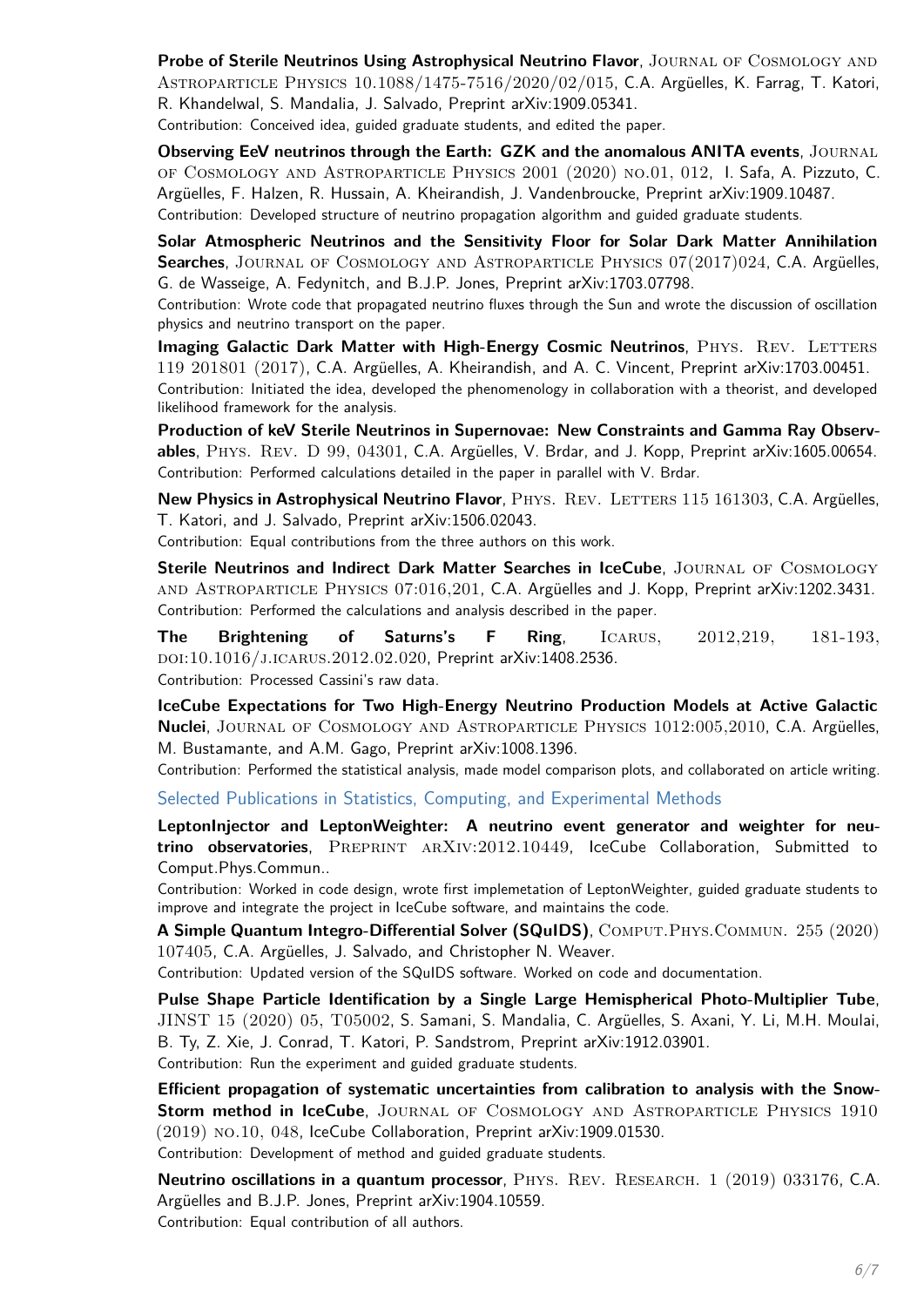**Probe of Sterile Neutrinos Using Astrophysical Neutrino Flavor**, Journal of Cosmology and Astroparticle Physics 10.1088/1475-7516/2020/02/015, C.A. Argüelles, K. Farrag, T. Katori, R. Khandelwal, S. Mandalia, J. Salvado, Preprint arXiv:1909.05341.
Contribution: Conceived idea, guided graduate students, and edited the paper.

**Observing EeV neutrinos through the Earth: GZK and the anomalous ANITA events**, Journal of Cosmology and Astroparticle Physics 2001 (2020) no.01, 012, I. Safa, A. Pizzuto, C. Argüelles, F. Halzen, R. Hussain, A. Kheirandish, J. Vandenbroucke, Preprint arXiv:1909.10487.
Contribution: Developed structure of neutrino propagation algorithm and guided graduate students.

**Solar Atmospheric Neutrinos and the Sensitivity Floor for Solar Dark Matter Annihilation Searches**, Journal of Cosmology and Astroparticle Physics 07(2017)024, C.A. Argüelles, G. de Wasseige, A. Fedynitch, and B.J.P. Jones, Preprint arXiv:1703.07798.
Contribution: Wrote code that propagated neutrino fluxes through the Sun and wrote the discussion of oscillation physics and neutrino transport on the paper.

**Imaging Galactic Dark Matter with High-Energy Cosmic Neutrinos**, Phys. Rev. Letters 119 201801 (2017), C.A. Argüelles, A. Kheirandish, and A. C. Vincent, Preprint arXiv:1703.00451.
Contribution: Initiated the idea, developed the phenomenology in collaboration with a theorist, and developed likelihood framework for the analysis.

**Production of keV Sterile Neutrinos in Supernovae: New Constraints and Gamma Ray Observables**, Phys. Rev. D 99, 04301, C.A. Argüelles, V. Brdar, and J. Kopp, Preprint arXiv:1605.00654.
Contribution: Performed calculations detailed in the paper in parallel with V. Brdar.

**New Physics in Astrophysical Neutrino Flavor**, Phys. Rev. Letters 115 161303, C.A. Argüelles, T. Katori, and J. Salvado, Preprint arXiv:1506.02043.
Contribution: Equal contributions from the three authors on this work.

**Sterile Neutrinos and Indirect Dark Matter Searches in IceCube**, Journal of Cosmology and Astroparticle Physics 07:016,201, C.A. Argüelles and J. Kopp, Preprint arXiv:1202.3431.
Contribution: Performed the calculations and analysis described in the paper.

**The Brightening of Saturns's F Ring**, Icarus, 2012,219, 181-193, doi:10.1016/j.icarus.2012.02.020, Preprint arXiv:1408.2536.
Contribution: Processed Cassini's raw data.

**IceCube Expectations for Two High-Energy Neutrino Production Models at Active Galactic Nuclei**, Journal of Cosmology and Astroparticle Physics 1012:005,2010, C.A. Argüelles, M. Bustamante, and A.M. Gago, Preprint arXiv:1008.1396.
Contribution: Performed the statistical analysis, made model comparison plots, and collaborated on article writing.

### Selected Publications in Statistics, Computing, and Experimental Methods

**LeptonInjector and LeptonWeighter: A neutrino event generator and weighter for neutrino observatories**, Preprint arXiv:2012.10449, IceCube Collaboration, Submitted to Comput.Phys.Commun..
Contribution: Worked in code design, wrote first implemetation of LeptonWeighter, guided graduate students to improve and integrate the project in IceCube software, and maintains the code.

**A Simple Quantum Integro-Differential Solver (SQuIDS)**, Comput.Phys.Commun. 255 (2020) 107405, C.A. Argüelles, J. Salvado, and Christopher N. Weaver.
Contribution: Updated version of the SQuIDS software. Worked on code and documentation.

**Pulse Shape Particle Identification by a Single Large Hemispherical Photo-Multiplier Tube**, JINST 15 (2020) 05, T05002, S. Samani, S. Mandalia, C. Argüelles, S. Axani, Y. Li, M.H. Moulai, B. Ty, Z. Xie, J. Conrad, T. Katori, P. Sandstrom, Preprint arXiv:1912.03901.
Contribution: Run the experiment and guided graduate students.

**Efficient propagation of systematic uncertainties from calibration to analysis with the SnowStorm method in IceCube**, Journal of Cosmology and Astroparticle Physics 1910 (2019) no.10, 048, IceCube Collaboration, Preprint arXiv:1909.01530.
Contribution: Development of method and guided graduate students.

**Neutrino oscillations in a quantum processor**, Phys. Rev. Research. 1 (2019) 033176, C.A. Argüelles and B.J.P. Jones, Preprint arXiv:1904.10559.
Contribution: Equal contribution of all authors.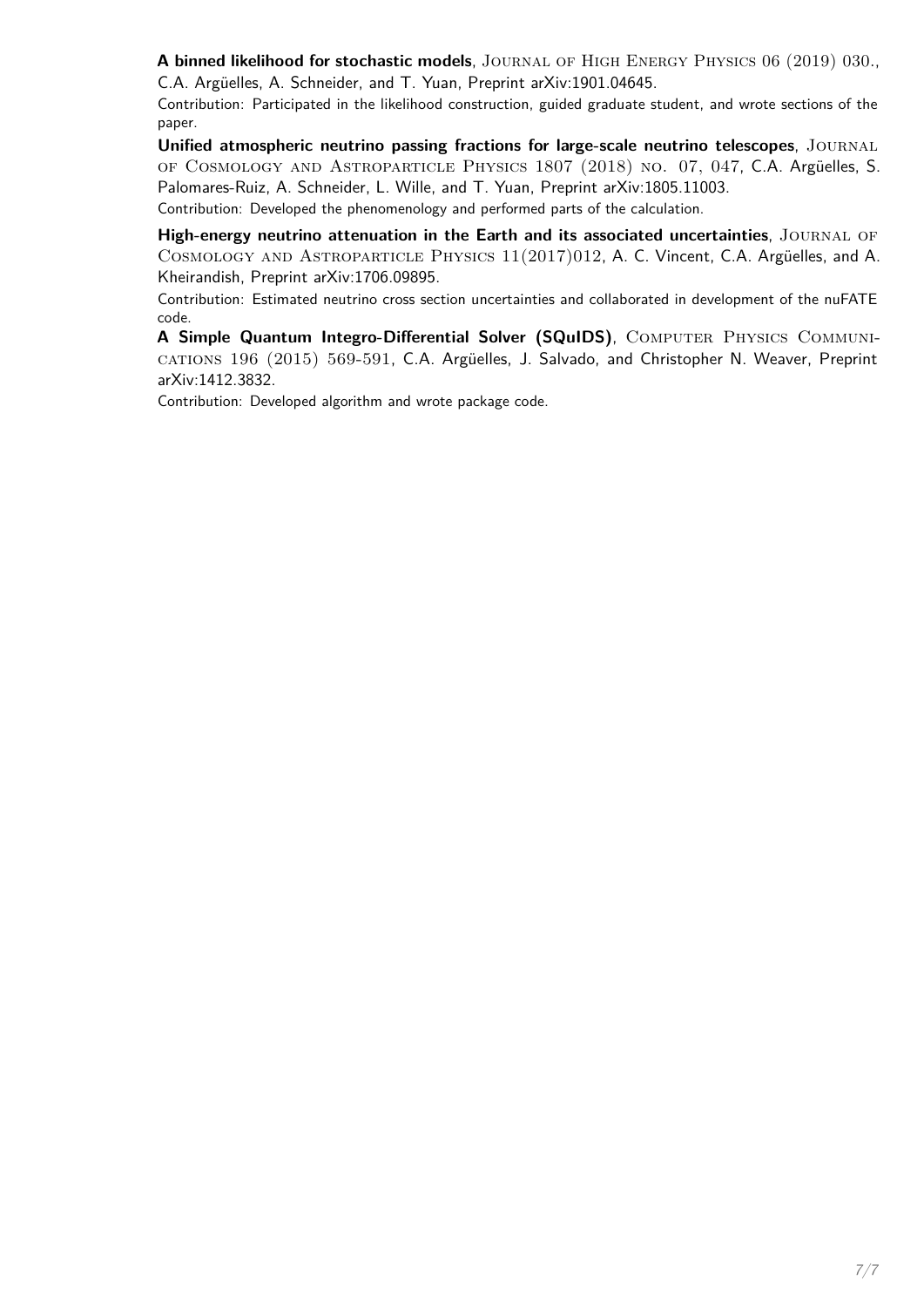**A binned likelihood for stochastic models**, Journal of High Energy Physics 06 (2019) 030., C.A. Argüelles, A. Schneider, and T. Yuan, Preprint arXiv:1901.04645.

Contribution: Participated in the likelihood construction, guided graduate student, and wrote sections of the paper.

**Unified atmospheric neutrino passing fractions for large-scale neutrino telescopes**, Journal of Cosmology and Astroparticle Physics 1807 (2018) no. 07, 047, C.A. Argüelles, S. Palomares-Ruiz, A. Schneider, L. Wille, and T. Yuan, Preprint arXiv:1805.11003.

Contribution: Developed the phenomenology and performed parts of the calculation.

**High-energy neutrino attenuation in the Earth and its associated uncertainties**, Journal of Cosmology and Astroparticle Physics 11(2017)012, A. C. Vincent, C.A. Argüelles, and A. Kheirandish, Preprint arXiv:1706.09895.

Contribution: Estimated neutrino cross section uncertainties and collaborated in development of the nuFATE code.

**A Simple Quantum Integro-Differential Solver (SQuIDS)**, Computer Physics Communications 196 (2015) 569-591, C.A. Argüelles, J. Salvado, and Christopher N. Weaver, Preprint arXiv:1412.3832.

Contribution: Developed algorithm and wrote package code.